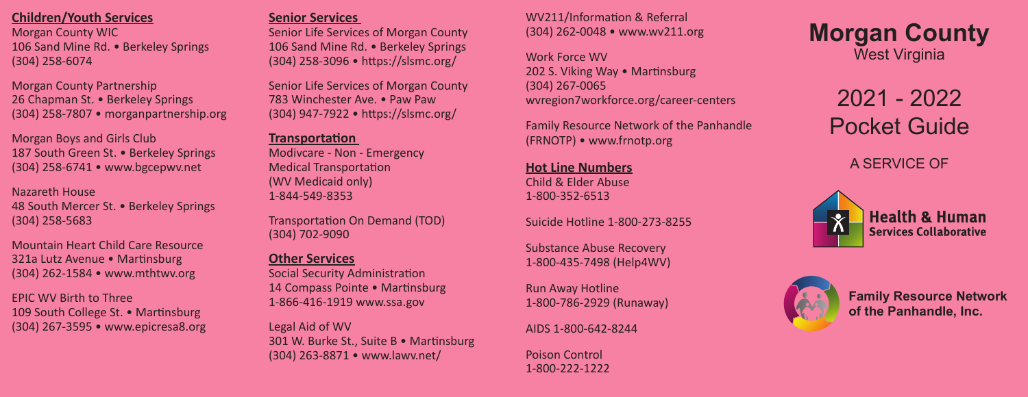**Children/Youth Services**

Morgan County WIC
106 Sand Mine Rd. • Berkeley Springs
(304) 258-6074

Morgan County Partnership
26 Chapman St. • Berkeley Springs
(304) 258-7807 • morganpartnership.org

Morgan Boys and Girls Club
187 South Green St. • Berkeley Springs
(304) 258-6741 • www.bgcepwv.net

Nazareth House
48 South Mercer St. • Berkeley Springs
(304) 258-5683

Mountain Heart Child Care Resource
321a Lutz Avenue • Martinsburg
(304) 262-1584 • www.mthtwv.org

EPIC WV Birth to Three
109 South College St. • Martinsburg
(304) 267-3595 • www.epicresa8.org

**Senior Services**

Senior Life Services of Morgan County
106 Sand Mine Rd. • Berkeley Springs
(304) 258-3096 • https://slsmc.org/

Senior Life Services of Morgan County
783 Winchester Ave. • Paw Paw
(304) 947-7922 • https://slsmc.org/

**Transportation**

Modivcare - Non - Emergency
Medical Transportation
(WV Medicaid only)
1-844-549-8353

Transportation On Demand (TOD)
(304) 702-9090

**Other Services**

Social Security Administration
14 Compass Pointe • Martinsburg
1-866-416-1919 www.ssa.gov

Legal Aid of WV
301 W. Burke St., Suite B • Martinsburg
(304) 263-8871 • www.lawv.net/

WV211/Information & Referral
(304) 262-0048 • www.wv211.org

Work Force WV
202 S. Viking Way • Martinsburg
(304) 267-0065
wvregion7workforce.org/career-centers

Family Resource Network of the Panhandle
(FRNOTP) • www.frnotp.org

**Hot Line Numbers**

Child & Elder Abuse
1-800-352-6513

Suicide Hotline 1-800-273-8255

Substance Abuse Recovery
1-800-435-7498 (Help4WV)

Run Away Hotline
1-800-786-2929 (Runaway)

AIDS 1-800-642-8244

Poison Control
1-800-222-1222

# Morgan County
West Virginia

## 2021 - 2022 Pocket Guide

A SERVICE OF

Health & Human Services Collaborative

Family Resource Network of the Panhandle, Inc.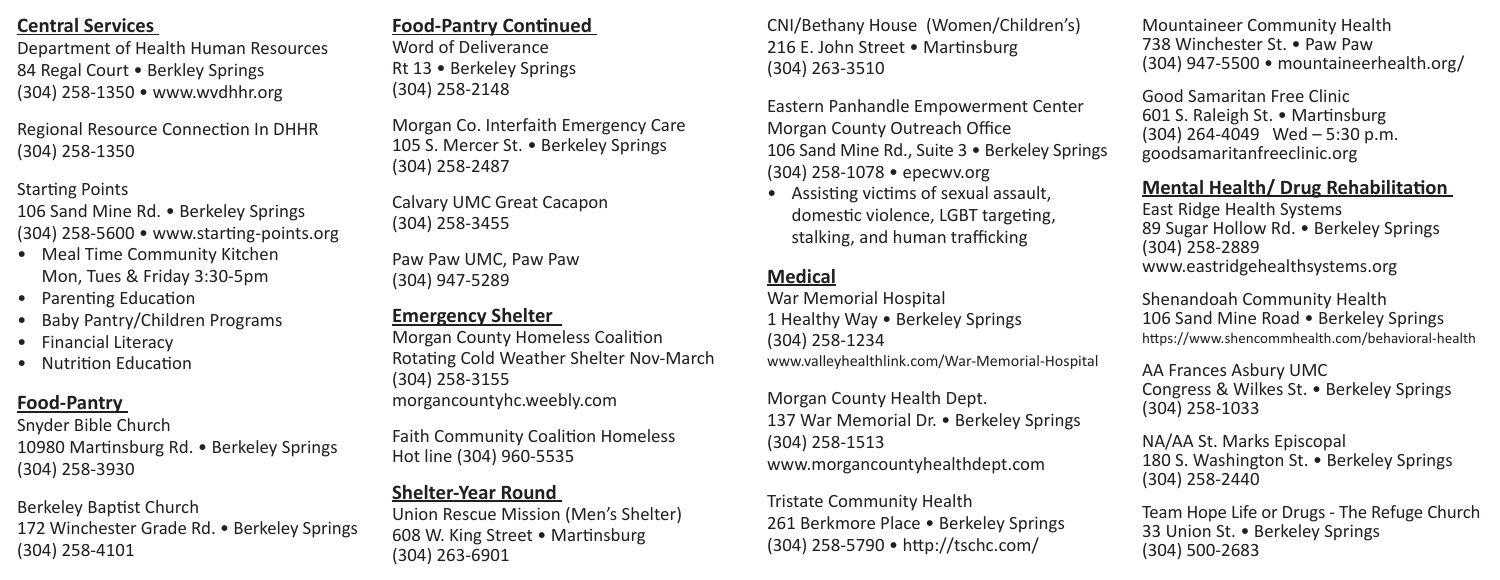## Central Services

Department of Health Human Resources
84 Regal Court • Berkley Springs
(304) 258-1350 • www.wvdhhr.org

Regional Resource Connection In DHHR
(304) 258-1350

Starting Points
106 Sand Mine Rd. • Berkeley Springs
(304) 258-5600 • www.starting-points.org

- Meal Time Community Kitchen
  Mon, Tues & Friday 3:30-5pm
- Parenting Education
- Baby Pantry/Children Programs
- Financial Literacy
- Nutrition Education

## Food-Pantry

Snyder Bible Church
10980 Martinsburg Rd. • Berkeley Springs
(304) 258-3930

Berkeley Baptist Church
172 Winchester Grade Rd. • Berkeley Springs
(304) 258-4101

## Food-Pantry Continued

Word of Deliverance
Rt 13 • Berkeley Springs
(304) 258-2148

Morgan Co. Interfaith Emergency Care
105 S. Mercer St. • Berkeley Springs
(304) 258-2487

Calvary UMC Great Cacapon
(304) 258-3455

Paw Paw UMC, Paw Paw
(304) 947-5289

## Emergency Shelter

Morgan County Homeless Coalition
Rotating Cold Weather Shelter Nov-March
(304) 258-3155
morgancountyhc.weebly.com

Faith Community Coalition Homeless
Hot line (304) 960-5535

## Shelter-Year Round

Union Rescue Mission (Men's Shelter)
608 W. King Street • Martinsburg
(304) 263-6901

CNI/Bethany House (Women/Children's)
216 E. John Street • Martinsburg
(304) 263-3510

Eastern Panhandle Empowerment Center
Morgan County Outreach Office
106 Sand Mine Rd., Suite 3 • Berkeley Springs
(304) 258-1078 • epecwv.org

- Assisting victims of sexual assault, domestic violence, LGBT targeting, stalking, and human trafficking

## Medical

War Memorial Hospital
1 Healthy Way • Berkeley Springs
(304) 258-1234
www.valleyhealthlink.com/War-Memorial-Hospital

Morgan County Health Dept.
137 War Memorial Dr. • Berkeley Springs
(304) 258-1513
www.morgancountyhealthdept.com

Tristate Community Health
261 Berkmore Place • Berkeley Springs
(304) 258-5790 • http://tschc.com/

Mountaineer Community Health
738 Winchester St. • Paw Paw
(304) 947-5500 • mountaineerhealth.org/

Good Samaritan Free Clinic
601 S. Raleigh St. • Martinsburg
(304) 264-4049 Wed – 5:30 p.m.
goodsamaritanfreeclinic.org

## Mental Health/ Drug Rehabilitation

East Ridge Health Systems
89 Sugar Hollow Rd. • Berkeley Springs
(304) 258-2889
www.eastridgehealthsystems.org

Shenandoah Community Health
106 Sand Mine Road • Berkeley Springs
https://www.shencommhealth.com/behavioral-health

AA Frances Asbury UMC
Congress & Wilkes St. • Berkeley Springs
(304) 258-1033

NA/AA St. Marks Episcopal
180 S. Washington St. • Berkeley Springs
(304) 258-2440

Team Hope Life or Drugs - The Refuge Church
33 Union St. • Berkeley Springs
(304) 500-2683